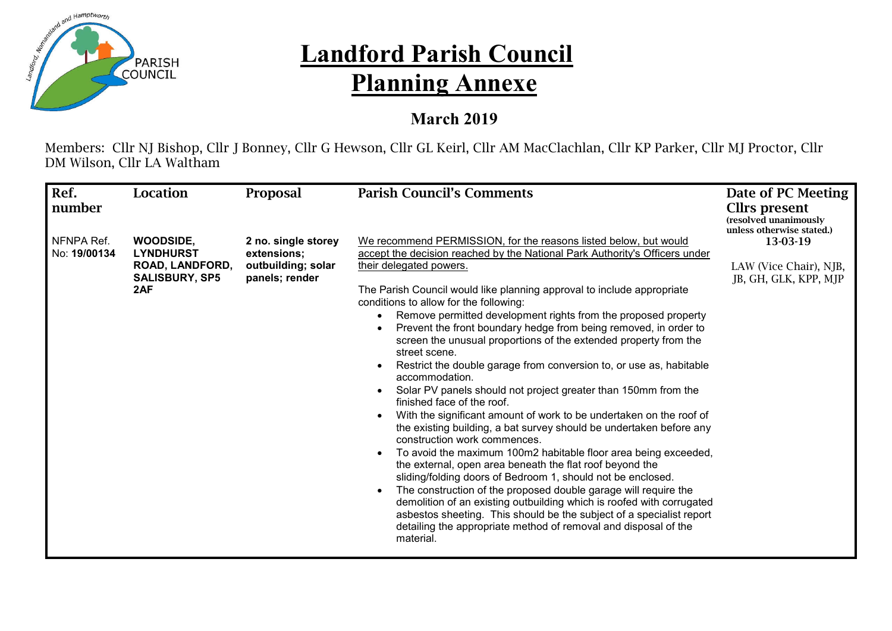# Landford Parish Council

# Planning Annexe

## March 2019

Members: Cllr NJ Bishop, Cllr J Bonney, Cllr G Hewson, Cllr GL Keirl, Cllr AM MacClachlan, Cllr KP Parker, Cllr MJ Proctor, Cllr DM Wilson, Cllr LA Waltham

| Ref. number | Location | Proposal | Parish Council's Comments | Date of PC Meeting Cllrs present (resolved unanimously unless otherwise stated.) |
|---|---|---|---|---|
| NFNPA Ref. No: **19/00134** | **WOODSIDE, LYNDHURST ROAD, LANDFORD, SALISBURY, SP5 2AF** | **2 no. single storey extensions; outbuilding; solar panels; render** | We recommend PERMISSION, for the reasons listed below, but would accept the decision reached by the National Park Authority's Officers under their delegated powers.<br><br>The Parish Council would like planning approval to include appropriate conditions to allow for the following:<br>• Remove permitted development rights from the proposed property<br>• Prevent the front boundary hedge from being removed, in order to screen the unusual proportions of the extended property from the street scene.<br>• Restrict the double garage from conversion to, or use as, habitable accommodation.<br>• Solar PV panels should not project greater than 150mm from the finished face of the roof.<br>• With the significant amount of work to be undertaken on the roof of the existing building, a bat survey should be undertaken before any construction work commences.<br>• To avoid the maximum 100m2 habitable floor area being exceeded, the external, open area beneath the flat roof beyond the sliding/folding doors of Bedroom 1, should not be enclosed.<br>• The construction of the proposed double garage will require the demolition of an existing outbuilding which is roofed with corrugated asbestos sheeting. This should be the subject of a specialist report detailing the appropriate method of removal and disposal of the material. | 13-03-19<br><br>LAW (Vice Chair), NJB, JB, GH, GLK, KPP, MJP |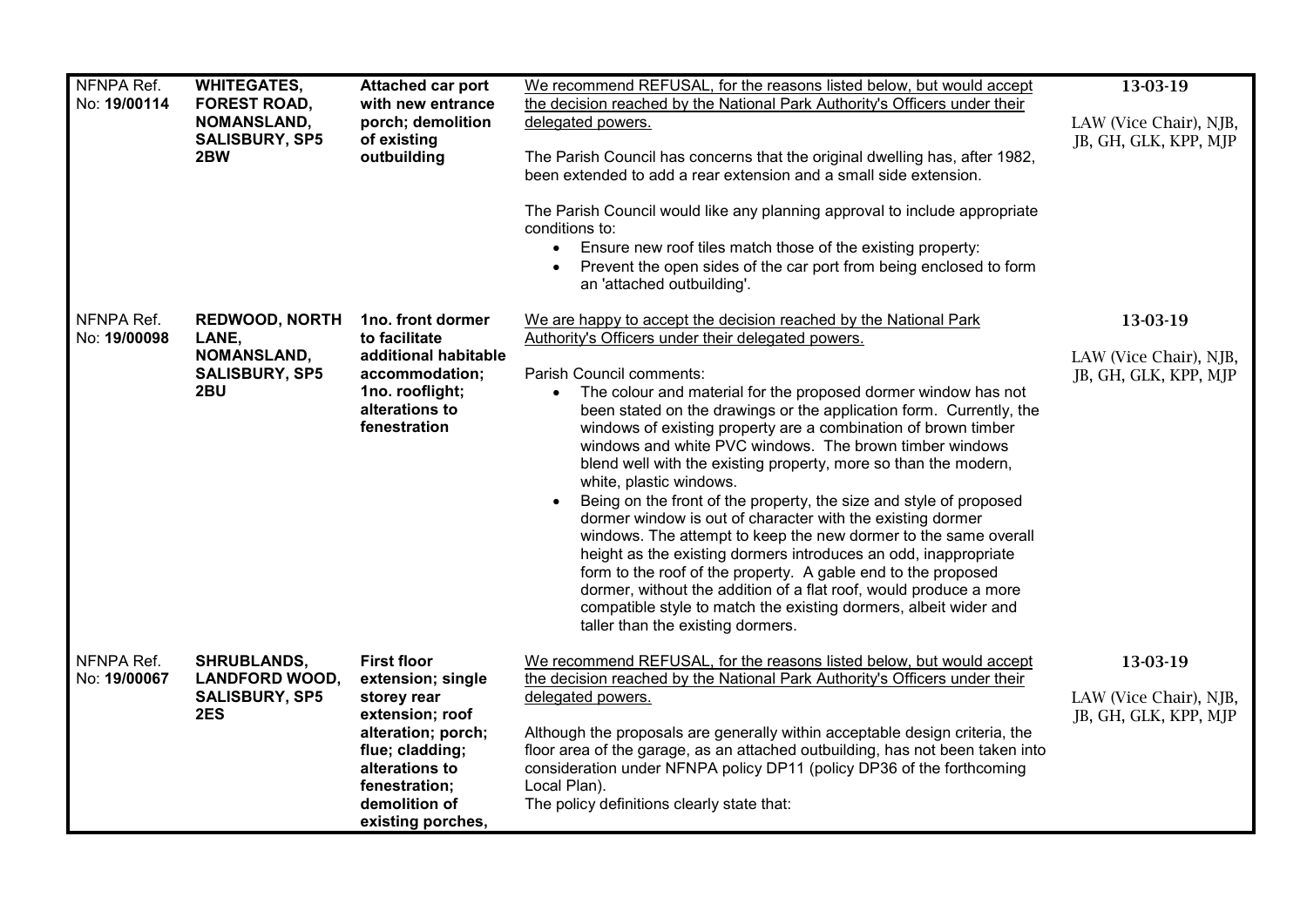| | | | | |
|---|---|---|---|---|
| NFNPA Ref. No: **19/00114** | **WHITEGATES, FOREST ROAD, NOMANSLAND, SALISBURY, SP5 2BW** | **Attached car port with new entrance porch; demolition of existing outbuilding** | We recommend REFUSAL, for the reasons listed below, but would accept the decision reached by the National Park Authority's Officers under their delegated powers.<br><br>The Parish Council has concerns that the original dwelling has, after 1982, been extended to add a rear extension and a small side extension.<br><br>The Parish Council would like any planning approval to include appropriate conditions to:<br>• Ensure new roof tiles match those of the existing property:<br>• Prevent the open sides of the car port from being enclosed to form an 'attached outbuilding'. | 13-03-19<br><br>LAW (Vice Chair), NJB, JB, GH, GLK, KPP, MJP |
| NFNPA Ref. No: **19/00098** | **REDWOOD, NORTH LANE, NOMANSLAND, SALISBURY, SP5 2BU** | **1no. front dormer to facilitate additional habitable accommodation; 1no. rooflight; alterations to fenestration** | We are happy to accept the decision reached by the National Park Authority's Officers under their delegated powers.<br><br>Parish Council comments:<br>• The colour and material for the proposed dormer window has not been stated on the drawings or the application form. Currently, the windows of existing property are a combination of brown timber windows and white PVC windows. The brown timber windows blend well with the existing property, more so than the modern, white, plastic windows.<br>• Being on the front of the property, the size and style of proposed dormer window is out of character with the existing dormer windows. The attempt to keep the new dormer to the same overall height as the existing dormers introduces an odd, inappropriate form to the roof of the property. A gable end to the proposed dormer, without the addition of a flat roof, would produce a more compatible style to match the existing dormers, albeit wider and taller than the existing dormers. | 13-03-19<br><br>LAW (Vice Chair), NJB, JB, GH, GLK, KPP, MJP |
| NFNPA Ref. No: **19/00067** | **SHRUBLANDS, LANDFORD WOOD, SALISBURY, SP5 2ES** | **First floor extension; single storey rear extension; roof alteration; porch; flue; cladding; alterations to fenestration; demolition of existing porches,** | We recommend REFUSAL, for the reasons listed below, but would accept the decision reached by the National Park Authority's Officers under their delegated powers.<br><br>Although the proposals are generally within acceptable design criteria, the floor area of the garage, as an attached outbuilding, has not been taken into consideration under NFNPA policy DP11 (policy DP36 of the forthcoming Local Plan).<br>The policy definitions clearly state that: | 13-03-19<br><br>LAW (Vice Chair), NJB, JB, GH, GLK, KPP, MJP |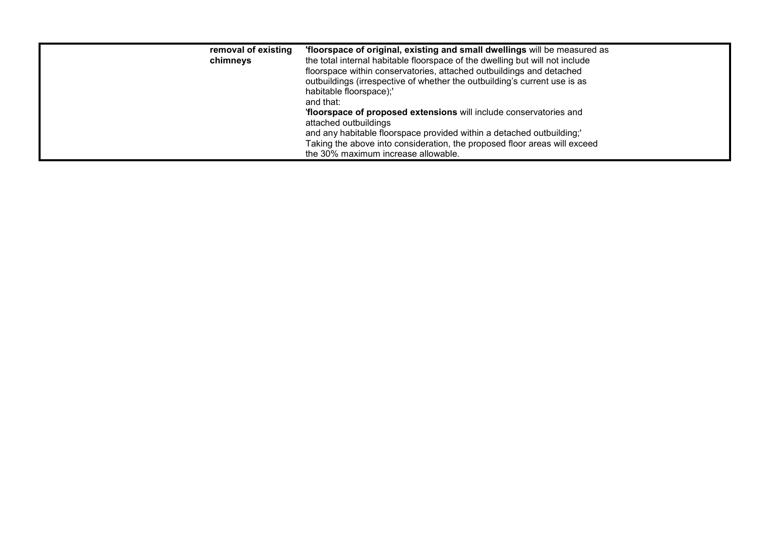| | | |
|---|---|---|
| | **removal of existing chimneys** | **'floorspace of original, existing and small dwellings** will be measured as the total internal habitable floorspace of the dwelling but will not include floorspace within conservatories, attached outbuildings and detached outbuildings (irrespective of whether the outbuilding's current use is as habitable floorspace);'<br>and that:<br>**'floorspace of proposed extensions** will include conservatories and attached outbuildings<br>and any habitable floorspace provided within a detached outbuilding;'<br>Taking the above into consideration, the proposed floor areas will exceed the 30% maximum increase allowable. |